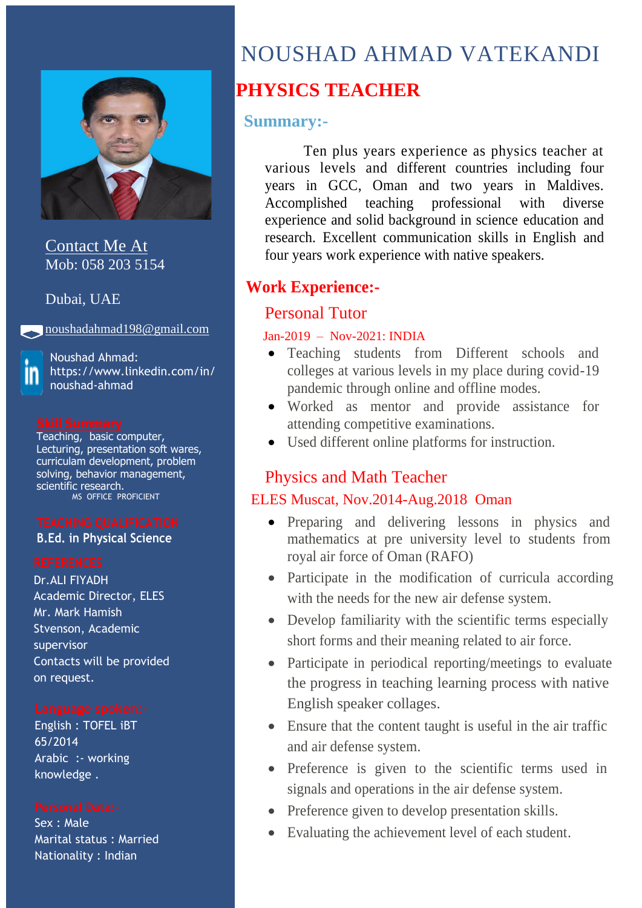# NOUSHAD AHMAD VATEKANDI

## PHYSICS TEACHER

### Summary:-

Ten plus years experience as physics teacher at various levels and different countries including four years in GCC, Oman and two years in Maldives. Accomplished teaching professional with diverse experience and solid background in science education and research. Excellent communication skills in English and four years work experience with native speakers.

### Work Experience:-

#### Personal Tutor

Jan-2019 – Nov-2021: INDIA

- Teaching students from Different schools and colleges at various levels in my place during covid-19 pandemic through online and offline modes.
- Worked as mentor and provide assistance for attending competitive examinations.
- Used different online platforms for instruction.

#### Physics and Math Teacher

ELES Muscat, Nov.2014-Aug.2018 Oman

- Preparing and delivering lessons in physics and mathematics at pre university level to students from royal air force of Oman (RAFO)
- Participate in the modification of curricula according with the needs for the new air defense system.
- Develop familiarity with the scientific terms especially short forms and their meaning related to air force.
- Participate in periodical reporting/meetings to evaluate the progress in teaching learning process with native English speaker collages.
- Ensure that the content taught is useful in the air traffic and air defense system.
- Preference is given to the scientific terms used in signals and operations in the air defense system.
- Preference given to develop presentation skills.
- Evaluating the achievement level of each student.

Contact Me At
Mob: 058 203 5154

Dubai, UAE

noushadahmad198@gmail.com

Noushad Ahmad:
https://www.linkedin.com/in/noushad-ahmad

**Skill Summary**
Teaching, basic computer, Lecturing, presentation soft wares, curriculam development, problem solving, behavior management, scientific research.
MS OFFICE PROFICIENT

**TEACHING QUALIFICATION**
B.Ed. in Physical Science

**REFERENCES**
Dr.ALI FIYADH
Academic Director, ELES
Mr. Mark Hamish Stvenson, Academic supervisor
Contacts will be provided on request.

**Language spoken:-**
English : TOFEL iBT 65/2014
Arabic :- working knowledge .

**Personal Data:-**
Sex : Male
Marital status : Married
Nationality : Indian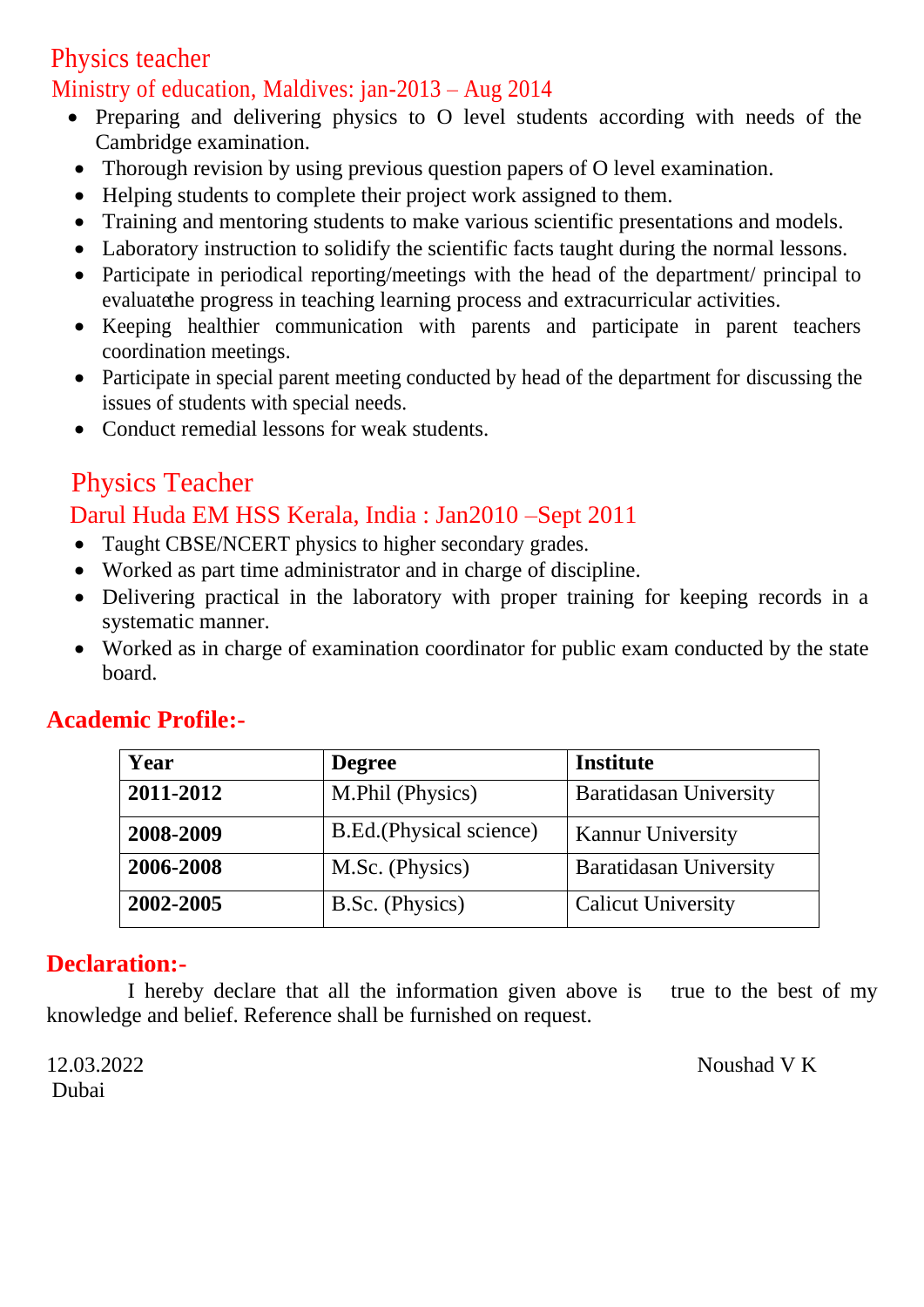### Physics teacher

#### Ministry of education, Maldives: jan-2013 – Aug 2014

- Preparing and delivering physics to O level students according with needs of the Cambridge examination.
- Thorough revision by using previous question papers of O level examination.
- Helping students to complete their project work assigned to them.
- Training and mentoring students to make various scientific presentations and models.
- Laboratory instruction to solidify the scientific facts taught during the normal lessons.
- Participate in periodical reporting/meetings with the head of the department/ principal to evaluatethe progress in teaching learning process and extracurricular activities.
- Keeping healthier communication with parents and participate in parent teachers coordination meetings.
- Participate in special parent meeting conducted by head of the department for discussing the issues of students with special needs.
- Conduct remedial lessons for weak students.

### Physics Teacher

#### Darul Huda EM HSS Kerala, India : Jan2010 –Sept 2011

- Taught CBSE/NCERT physics to higher secondary grades.
- Worked as part time administrator and in charge of discipline.
- Delivering practical in the laboratory with proper training for keeping records in a systematic manner.
- Worked as in charge of examination coordinator for public exam conducted by the state board.

## Academic Profile:-

| Year | Degree | Institute |
|---|---|---|
| **2011-2012** | M.Phil (Physics) | Baratidasan University |
| **2008-2009** | B.Ed.(Physical science) | Kannur University |
| **2006-2008** | M.Sc. (Physics) | Baratidasan University |
| **2002-2005** | B.Sc. (Physics) | Calicut University |

## Declaration:-

I hereby declare that all the information given above is true to the best of my knowledge and belief. Reference shall be furnished on request.

12.03.2022 Noushad V K

Dubai